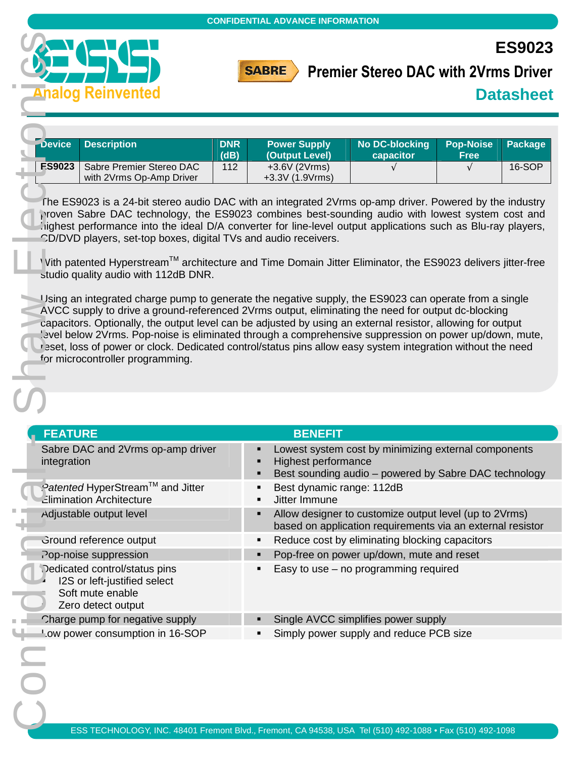CONFIDENTIAL ADVANCE INFORMATION

# ES9023

## Premier Stereo DAC with 2Vrms Driver

### Datasheet

| Device | Description | DNR (dB) | Power Supply (Output Level) | No DC-blocking capacitor | Pop-Noise Free | Package |
|---|---|---|---|---|---|---|
| ES9023 | Sabre Premier Stereo DAC with 2Vrms Op-Amp Driver | 112 | +3.6V (2Vrms) +3.3V (1.9Vrms) | √ | √ | 16-SOP |

The ES9023 is a 24-bit stereo audio DAC with an integrated 2Vrms op-amp driver. Powered by the industry proven Sabre DAC technology, the ES9023 combines best-sounding audio with lowest system cost and highest performance into the ideal D/A converter for line-level output applications such as Blu-ray players, CD/DVD players, set-top boxes, digital TVs and audio receivers.

With patented Hyperstream™ architecture and Time Domain Jitter Eliminator, the ES9023 delivers jitter-free studio quality audio with 112dB DNR.

Using an integrated charge pump to generate the negative supply, the ES9023 can operate from a single AVCC supply to drive a ground-referenced 2Vrms output, eliminating the need for output dc-blocking capacitors. Optionally, the output level can be adjusted by using an external resistor, allowing for output level below 2Vrms. Pop-noise is eliminated through a comprehensive suppression on power up/down, mute, reset, loss of power or clock. Dedicated control/status pins allow easy system integration without the need for microcontroller programming.

| FEATURE | BENEFIT |
|---|---|
| Sabre DAC and 2Vrms op-amp driver integration | ▪ Lowest system cost by minimizing external components<br>▪ Highest performance<br>▪ Best sounding audio – powered by Sabre DAC technology |
| *Patented* HyperStream™ and Jitter Elimination Architecture | ▪ Best dynamic range: 112dB<br>▪ Jitter Immune |
| Adjustable output level | ▪ Allow designer to customize output level (up to 2Vrms) based on application requirements via an external resistor |
| Ground reference output | ▪ Reduce cost by eliminating blocking capacitors |
| Pop-noise suppression | ▪ Pop-free on power up/down, mute and reset |
| Dedicated control/status pins<br>▪ I2S or left-justified select<br>▪ Soft mute enable<br>▪ Zero detect output | ▪ Easy to use – no programming required |
| Charge pump for negative supply | ▪ Single AVCC simplifies power supply |
| Low power consumption in 16-SOP | ▪ Simply power supply and reduce PCB size |

ESS TECHNOLOGY, INC. 48401 Fremont Blvd., Fremont, CA 94538, USA Tel (510) 492-1088 • Fax (510) 492-1098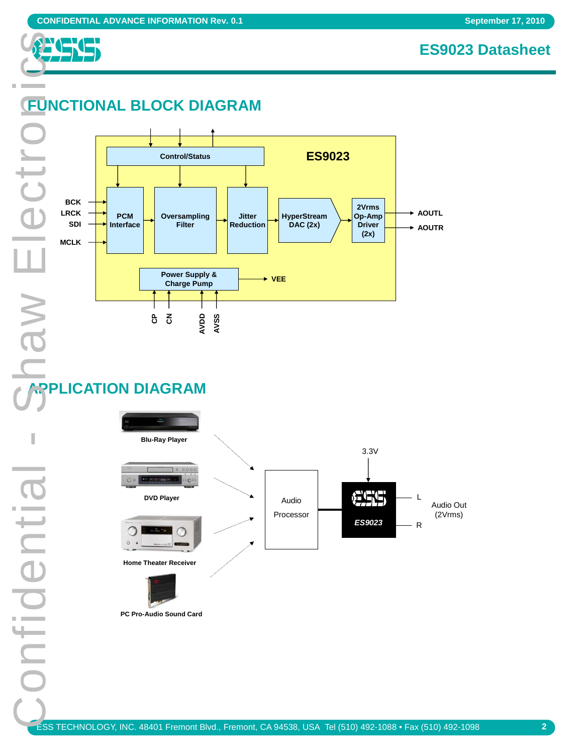## FUNCTIONAL BLOCK DIAGRAM

ES9023

Control/Status

BCK
LRCK
SDI
MCLK

PCM Interface

Oversampling Filter

Jitter Reduction

HyperStream DAC (2x)

2Vrms Op-Amp Driver (2x)

AOUTL
AOUTR

Power Supply & Charge Pump

VEE

CP CN AVDD AVSS

## APPLICATION DIAGRAM

Blu-Ray Player

DVD Player

Home Theater Receiver

PC Pro-Audio Sound Card

Audio Processor

3.3V

ES9023

L
R

Audio Out (2Vrms)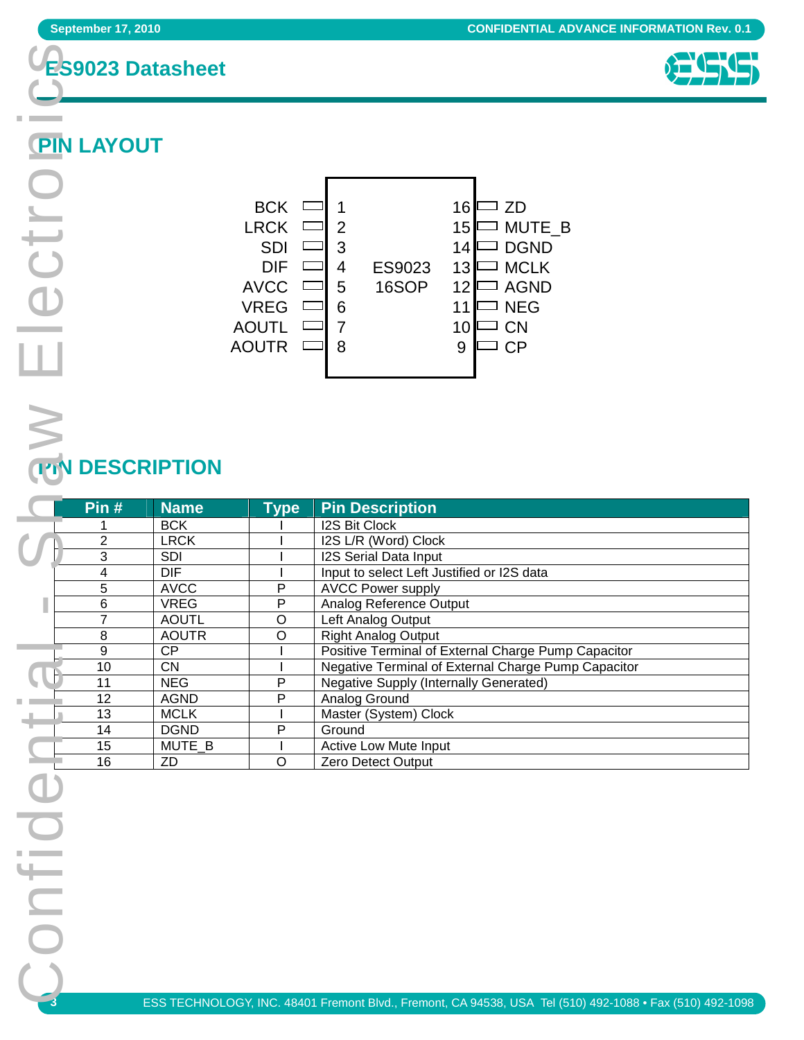# ES9023 Datasheet

## PIN LAYOUT

| Pin Name | Pin # | | Pin # | Pin Name |
|---|---|---|---|---|
| BCK | 1 | ES9023 16SOP | 16 | ZD |
| LRCK | 2 | | 15 | MUTE_B |
| SDI | 3 | | 14 | DGND |
| DIF | 4 | | 13 | MCLK |
| AVCC | 5 | | 12 | AGND |
| VREG | 6 | | 11 | NEG |
| AOUTL | 7 | | 10 | CN |
| AOUTR | 8 | | 9 | CP |

## PIN DESCRIPTION

| Pin # | Name | Type | Pin Description |
|---|---|---|---|
| 1 | BCK | I | I2S Bit Clock |
| 2 | LRCK | I | I2S L/R (Word) Clock |
| 3 | SDI | I | I2S Serial Data Input |
| 4 | DIF | I | Input to select Left Justified or I2S data |
| 5 | AVCC | P | AVCC Power supply |
| 6 | VREG | P | Analog Reference Output |
| 7 | AOUTL | O | Left Analog Output |
| 8 | AOUTR | O | Right Analog Output |
| 9 | CP | I | Positive Terminal of External Charge Pump Capacitor |
| 10 | CN | I | Negative Terminal of External Charge Pump Capacitor |
| 11 | NEG | P | Negative Supply (Internally Generated) |
| 12 | AGND | P | Analog Ground |
| 13 | MCLK | I | Master (System) Clock |
| 14 | DGND | P | Ground |
| 15 | MUTE_B | I | Active Low Mute Input |
| 16 | ZD | O | Zero Detect Output |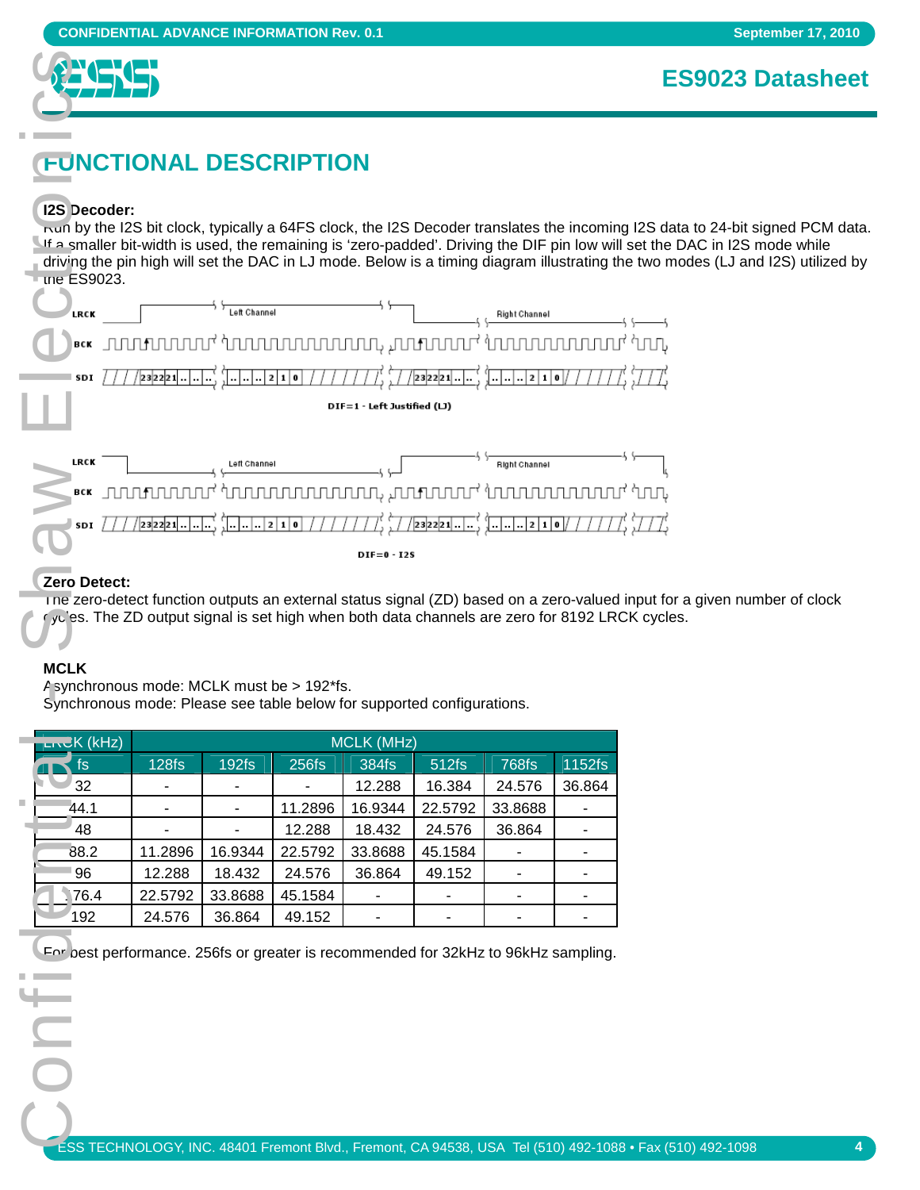# FUNCTIONAL DESCRIPTION

**I2S Decoder:**

Run by the I2S bit clock, typically a 64FS clock, the I2S Decoder translates the incoming I2S data to 24-bit signed PCM data. If a smaller bit-width is used, the remaining is 'zero-padded'. Driving the DIF pin low will set the DAC in I2S mode while driving the pin high will set the DAC in LJ mode. Below is a timing diagram illustrating the two modes (LJ and I2S) utilized by the ES9023.

DIF=1 - Left Justified (LJ)

DIF=0 - I2S

**Zero Detect:**

The zero-detect function outputs an external status signal (ZD) based on a zero-valued input for a given number of clock cycles. The ZD output signal is set high when both data channels are zero for 8192 LRCK cycles.

**MCLK**

Asynchronous mode: MCLK must be > 192*fs.
Synchronous mode: Please see table below for supported configurations.

| LRCK (kHz) | MCLK (MHz) | | | | | | |
|---|---|---|---|---|---|---|---|
| fs | 128fs | 192fs | 256fs | 384fs | 512fs | 768fs | 1152fs |
| 32 | - | - | - | 12.288 | 16.384 | 24.576 | 36.864 |
| 44.1 | - | - | 11.2896 | 16.9344 | 22.5792 | 33.8688 | - |
| 48 | - | - | 12.288 | 18.432 | 24.576 | 36.864 | - |
| 88.2 | 11.2896 | 16.9344 | 22.5792 | 33.8688 | 45.1584 | - | - |
| 96 | 12.288 | 18.432 | 24.576 | 36.864 | 49.152 | - | - |
| 176.4 | 22.5792 | 33.8688 | 45.1584 | - | - | - | - |
| 192 | 24.576 | 36.864 | 49.152 | - | - | - | - |

For best performance. 256fs or greater is recommended for 32kHz to 96kHz sampling.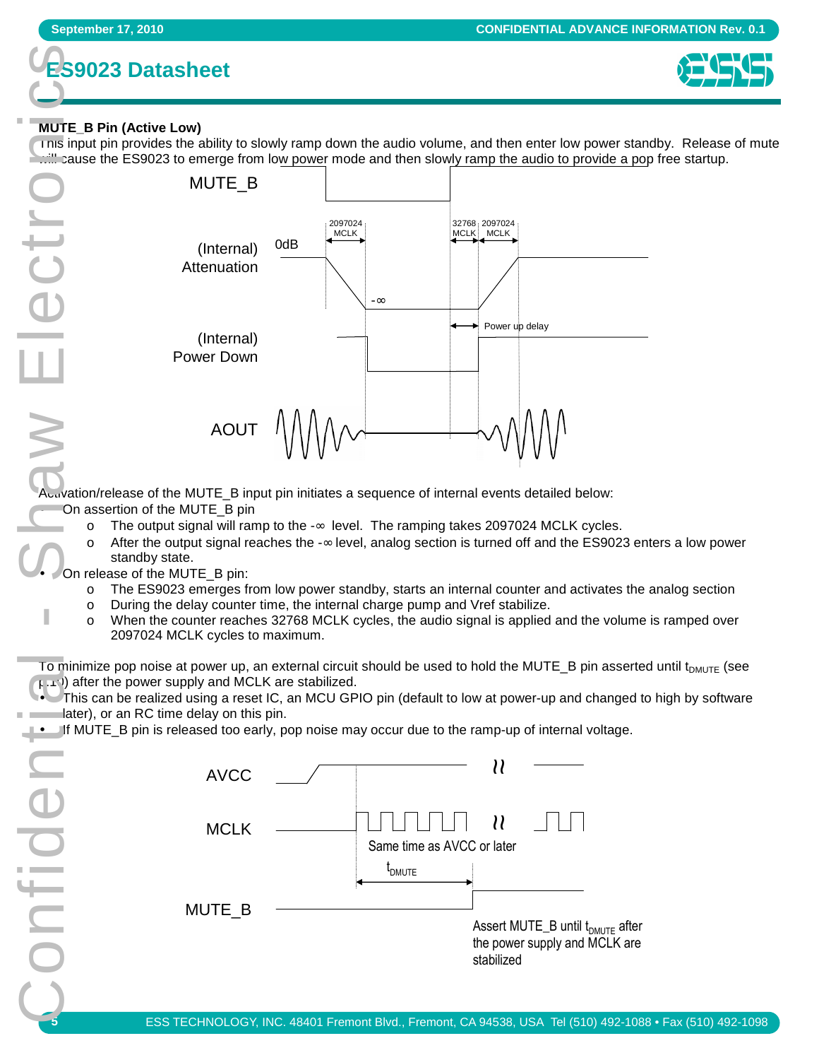# ES9023 Datasheet

### MUTE_B Pin (Active Low)

This input pin provides the ability to slowly ramp down the audio volume, and then enter low power standby. Release of mute will cause the ES9023 to emerge from low power mode and then slowly ramp the audio to provide a pop free startup.

Activation/release of the MUTE_B input pin initiates a sequence of internal events detailed below:

- On assertion of the MUTE_B pin
  - o The output signal will ramp to the -∞ level. The ramping takes 2097024 MCLK cycles.
  - o After the output signal reaches the -∞ level, analog section is turned off and the ES9023 enters a low power standby state.
- On release of the MUTE_B pin:
  - o The ES9023 emerges from low power standby, starts an internal counter and activates the analog section
  - o During the delay counter time, the internal charge pump and Vref stabilize.
  - o When the counter reaches 32768 MCLK cycles, the audio signal is applied and the volume is ramped over 2097024 MCLK cycles to maximum.

To minimize pop noise at power up, an external circuit should be used to hold the MUTE_B pin asserted until $t_{DMUTE}$ (see [11]) after the power supply and MCLK are stabilized.

- This can be realized using a reset IC, an MCU GPIO pin (default to low at power-up and changed to high by software later), or an RC time delay on this pin.
- If MUTE_B pin is released too early, pop noise may occur due to the ramp-up of internal voltage.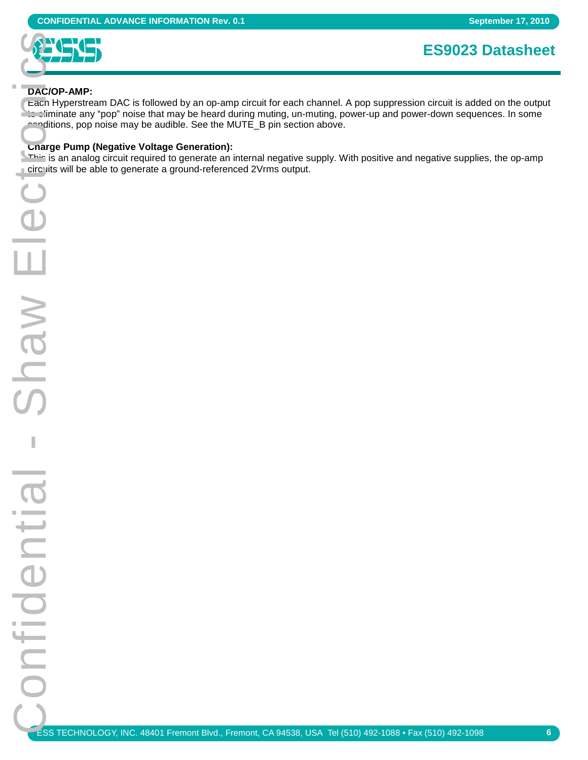**DAC/OP-AMP:**

Each Hyperstream DAC is followed by an op-amp circuit for each channel. A pop suppression circuit is added on the output to eliminate any "pop" noise that may be heard during muting, un-muting, power-up and power-down sequences. In some conditions, pop noise may be audible. See the MUTE_B pin section above.

**Charge Pump (Negative Voltage Generation):**

This is an analog circuit required to generate an internal negative supply. With positive and negative supplies, the op-amp circuits will be able to generate a ground-referenced 2Vrms output.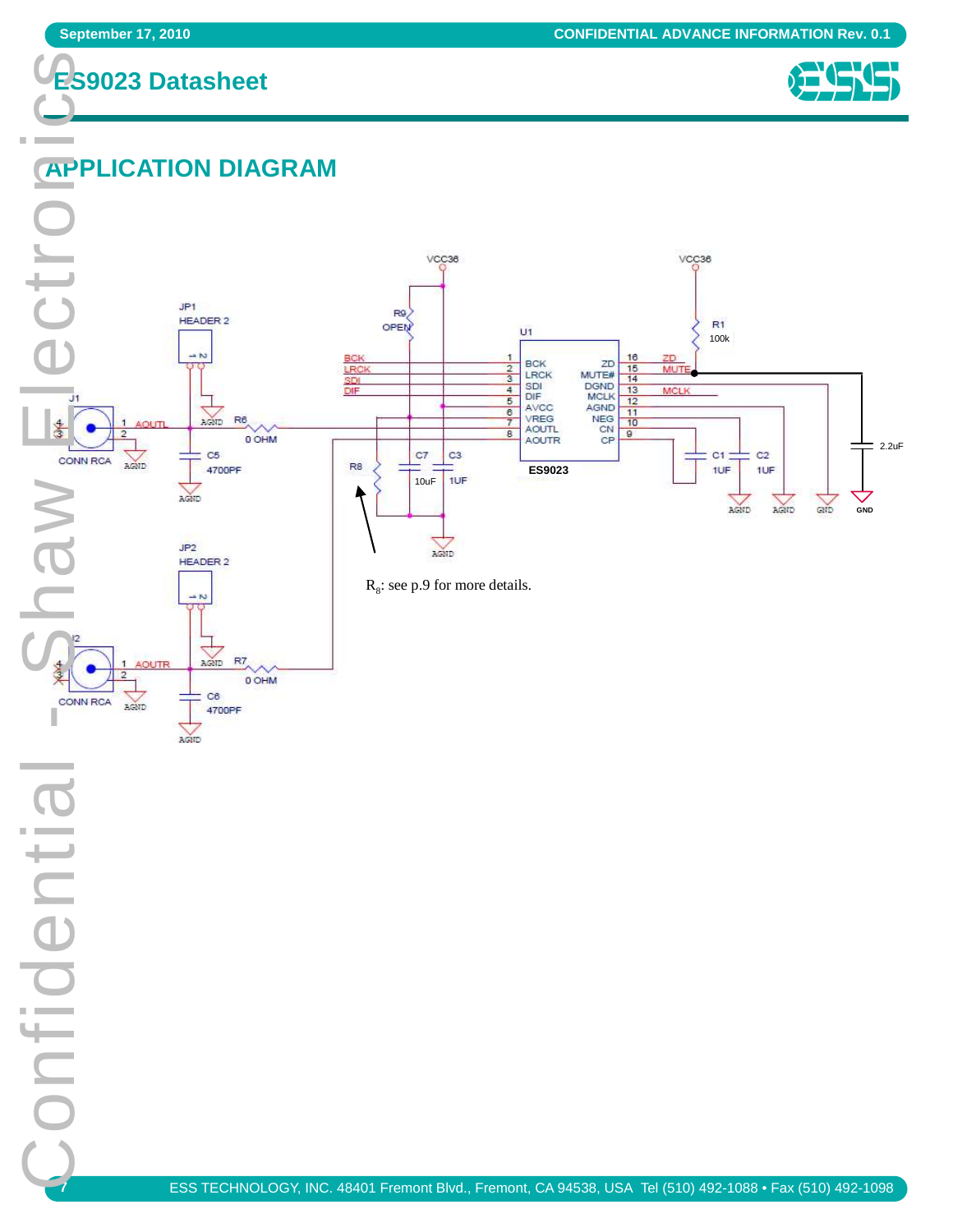## APPLICATION DIAGRAM

$R_8$: see p.9 for more details.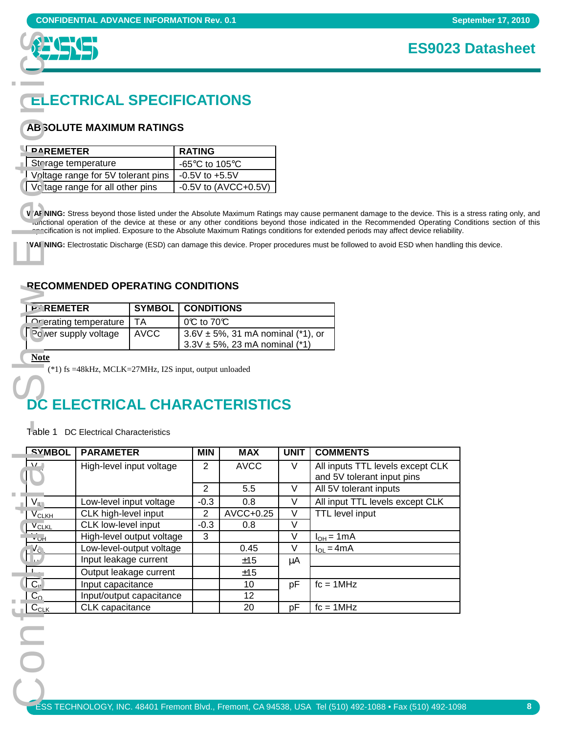# ELECTRICAL SPECIFICATIONS

## ABSOLUTE MAXIMUM RATINGS

| PAREMETER | RATING |
|---|---|
| Storage temperature | -65℃ to 105℃ |
| Voltage range for 5V tolerant pins | -0.5V to +5.5V |
| Voltage range for all other pins | -0.5V to (AVCC+0.5V) |

**WARNING:** Stress beyond those listed under the Absolute Maximum Ratings may cause permanent damage to the device. This is a stress rating only, and functional operation of the device at these or any other conditions beyond those indicated in the Recommended Operating Conditions section of this specification is not implied. Exposure to the Absolute Maximum Ratings conditions for extended periods may affect device reliability.

**WARNING:** Electrostatic Discharge (ESD) can damage this device. Proper procedures must be followed to avoid ESD when handling this device.

## RECOMMENDED OPERATING CONDITIONS

| PAREMETER | SYMBOL | CONDITIONS |
|---|---|---|
| Operating temperature | TA | 0℃ to 70℃ |
| Power supply voltage | AVCC | 3.6V ± 5%, 31 mA nominal (*1), or 3.3V ± 5%, 23 mA nominal (*1) |

**Note**

(*1) fs =48kHz, MCLK=27MHz, I2S input, output unloaded

# DC ELECTRICAL CHARACTERISTICS

Table 1 DC Electrical Characteristics

| SYMBOL | PARAMETER | MIN | MAX | UNIT | COMMENTS |
|---|---|---|---|---|---|
| $V_{IH}$ | High-level input voltage | 2 | AVCC | V | All inputs TTL levels except CLK and 5V tolerant input pins |
| | | 2 | 5.5 | V | All 5V tolerant inputs |
| $V_{IL}$ | Low-level input voltage | -0.3 | 0.8 | V | All input TTL levels except CLK |
| $V_{CLKH}$ | CLK high-level input | 2 | AVCC+0.25 | V | TTL level input |
| $V_{CLKL}$ | CLK low-level input | -0.3 | 0.8 | V | |
| $V_{OH}$ | High-level output voltage | 3 | | V | $I_{OH}$ = 1mA |
| $V_{OL}$ | Low-level-output voltage | | 0.45 | V | $I_{OL}$ = 4mA |
| $I_{LI}$ | Input leakage current | | ±15 | µA | |
| $I_{LO}$ | Output leakage current | | ±15 | | |
| $C_{IN}$ | Input capacitance | | 10 | pF | fc = 1MHz |
| $C_{IO}$ | Input/output capacitance | | 12 | | |
| $C_{CLK}$ | CLK capacitance | | 20 | pF | fc = 1MHz |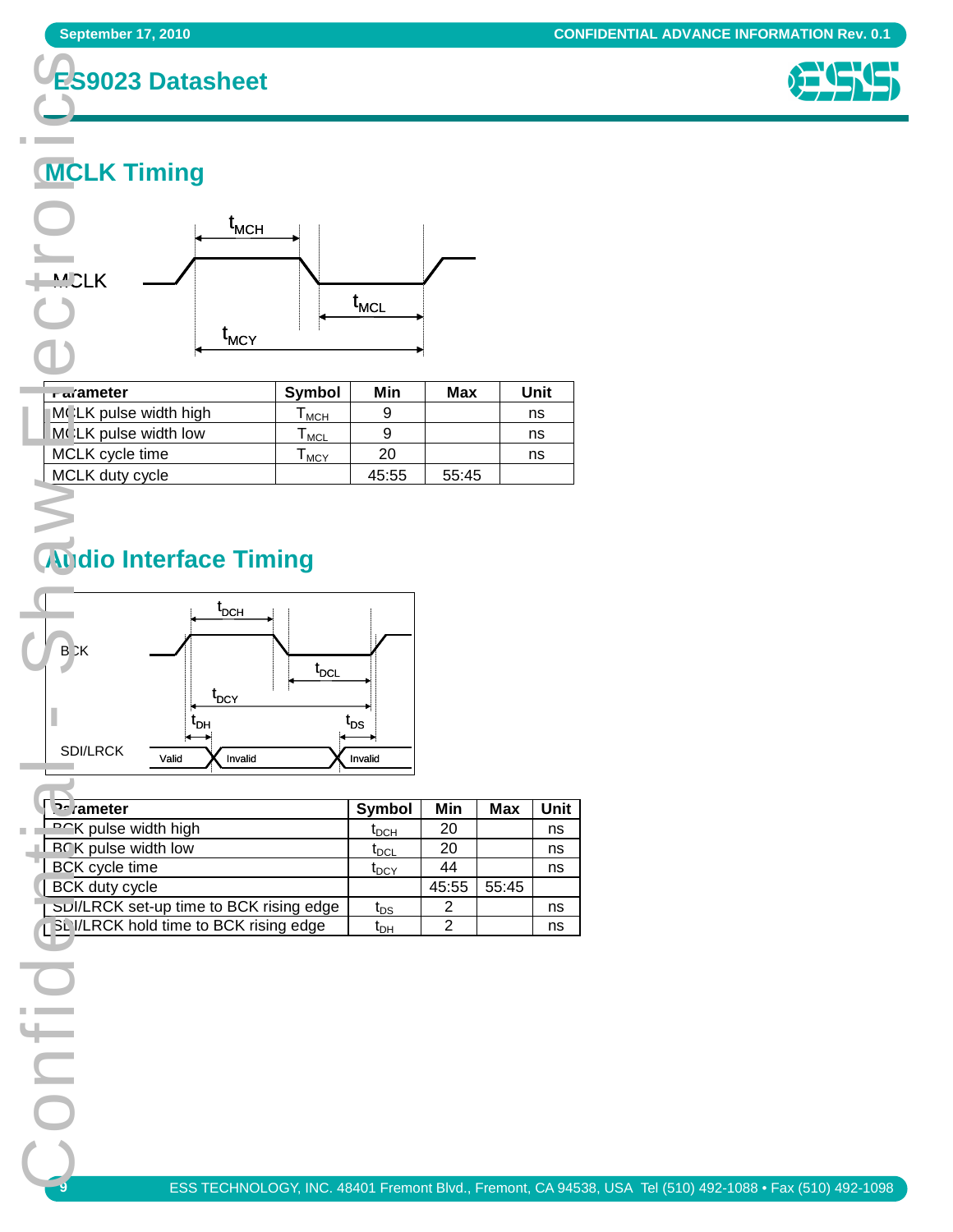## MCLK Timing

| Parameter | Symbol | Min | Max | Unit |
|---|---|---|---|---|
| MCLK pulse width high | $T_{MCH}$ | 9 | | ns |
| MCLK pulse width low | $T_{MCL}$ | 9 | | ns |
| MCLK cycle time | $T_{MCY}$ | 20 | | ns |
| MCLK duty cycle | | 45:55 | 55:45 | |

## Audio Interface Timing

| Parameter | Symbol | Min | Max | Unit |
|---|---|---|---|---|
| BCK pulse width high | $t_{DCH}$ | 20 | | ns |
| BCK pulse width low | $t_{DCL}$ | 20 | | ns |
| BCK cycle time | $t_{DCY}$ | 44 | | ns |
| BCK duty cycle | | 45:55 | 55:45 | |
| SDI/LRCK set-up time to BCK rising edge | $t_{DS}$ | 2 | | ns |
| SDI/LRCK hold time to BCK rising edge | $t_{DH}$ | 2 | | ns |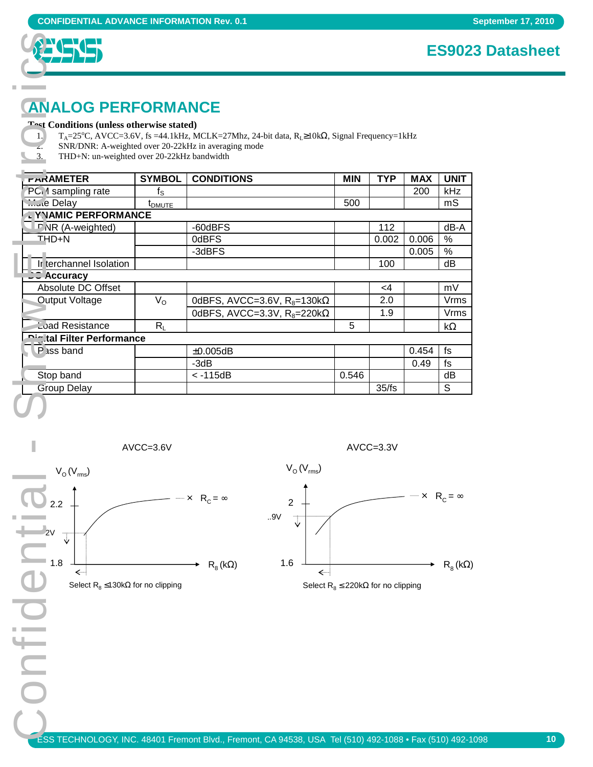## ANALOG PERFORMANCE

**Test Conditions (unless otherwise stated)**

1. $T_A$=25°C, AVCC=3.6V, fs =44.1kHz, MCLK=27Mhz, 24-bit data, $R_L$≥10kΩ, Signal Frequency=1kHz
2. SNR/DNR: A-weighted over 20-22kHz in averaging mode
3. THD+N: un-weighted over 20-22kHz bandwidth

| PARAMETER | SYMBOL | CONDITIONS | MIN | TYP | MAX | UNIT |
|---|---|---|---|---|---|---|
| PCM sampling rate | $f_S$ | | | | 200 | kHz |
| Mute Delay | $t_{DMUTE}$ | | 500 | | | mS |
| **DYNAMIC PERFORMANCE** | | | | | | |
| DNR (A-weighted) | | -60dBFS | | 112 | | dB-A |
| THD+N | | 0dBFS | | 0.002 | 0.006 | % |
| | | -3dBFS | | | 0.005 | % |
| Interchannel Isolation | | | | 100 | | dB |
| **DC Accuracy** | | | | | | |
| Absolute DC Offset | | | | <4 | | mV |
| Output Voltage | $V_O$ | 0dBFS, AVCC=3.6V, $R_8$=130kΩ | | 2.0 | | Vrms |
| | | 0dBFS, AVCC=3.3V, $R_8$=220kΩ | | 1.9 | | Vrms |
| Load Resistance | $R_L$ | | 5 | | | kΩ |
| **Digital Filter Performance** | | | | | | |
| Pass band | | ±0.005dB | | | 0.454 | fs |
| | | -3dB | | | 0.49 | fs |
| Stop band | | < -115dB | 0.546 | | | dB |
| Group Delay | | | | 35/fs | | S |

AVCC=3.6V

$V_O$ ($V_{rms}$) — 2.2, 2V, 1.8 — $R_C$ = ∞ — $R_8$ (kΩ)

Select $R_8$ ≤130kΩ for no clipping

AVCC=3.3V

$V_O$ ($V_{rms}$) — 2, 1.9V, 1.6 — $R_C$ = ∞ — $R_8$ (kΩ)

Select $R_8$ ≤220kΩ for no clipping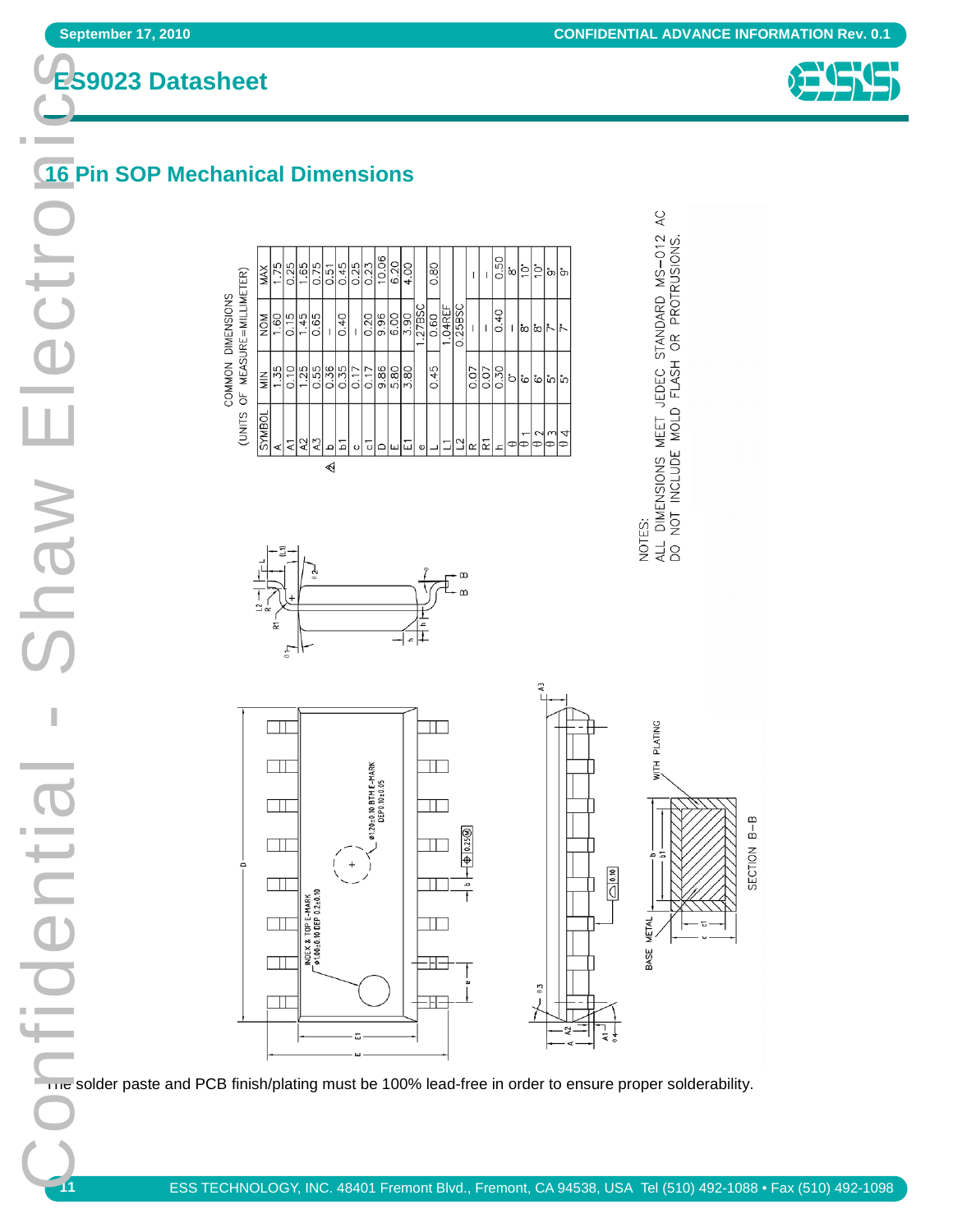## 16 Pin SOP Mechanical Dimensions

COMMON DIMENSIONS
(UNITS OF MEASURE=MILLIMETER)

| SYMBOL | MIN | NOM | MAX |
|---|---|---|---|
| A | 1.35 | 1.60 | 1.75 |
| A1 | 0.10 | 0.15 | 0.25 |
| A2 | 1.25 | 1.45 | 1.65 |
| A3 | 0.55 | 0.65 | 0.75 |
| b | 0.36 | — | 0.51 |
| b1 | 0.35 | 0.40 | 0.45 |
| c | 0.17 | — | 0.25 |
| c1 | 0.17 | 0.20 | 0.23 |
| D | 9.86 | 9.96 | 10.06 |
| E | 5.80 | 6.00 | 6.20 |
| E1 | 3.80 | 3.90 | 4.00 |
| e | | 1.27BSC | |
| L | 0.45 | 0.60 | 0.80 |
| L1 | | 1.04REF | |
| L2 | | 0.25BSC | |
| R | 0.07 | — | — |
| R1 | 0.07 | — | — |
| h | 0.30 | 0.40 | 0.50 |
| θ | 0° | — | 8° |
| θ1 | 6° | 8° | 10° |
| θ2 | 6° | 8° | 10° |
| θ3 | 5° | 7° | 9° |
| θ4 | 5° | 7° | 9° |

NOTES:
ALL DIMENSIONS MEET JEDEC STANDARD MS-012 AC
DO NOT INCLUDE MOLD FLASH OR PROTRUSIONS.

The solder paste and PCB finish/plating must be 100% lead-free in order to ensure proper solderability.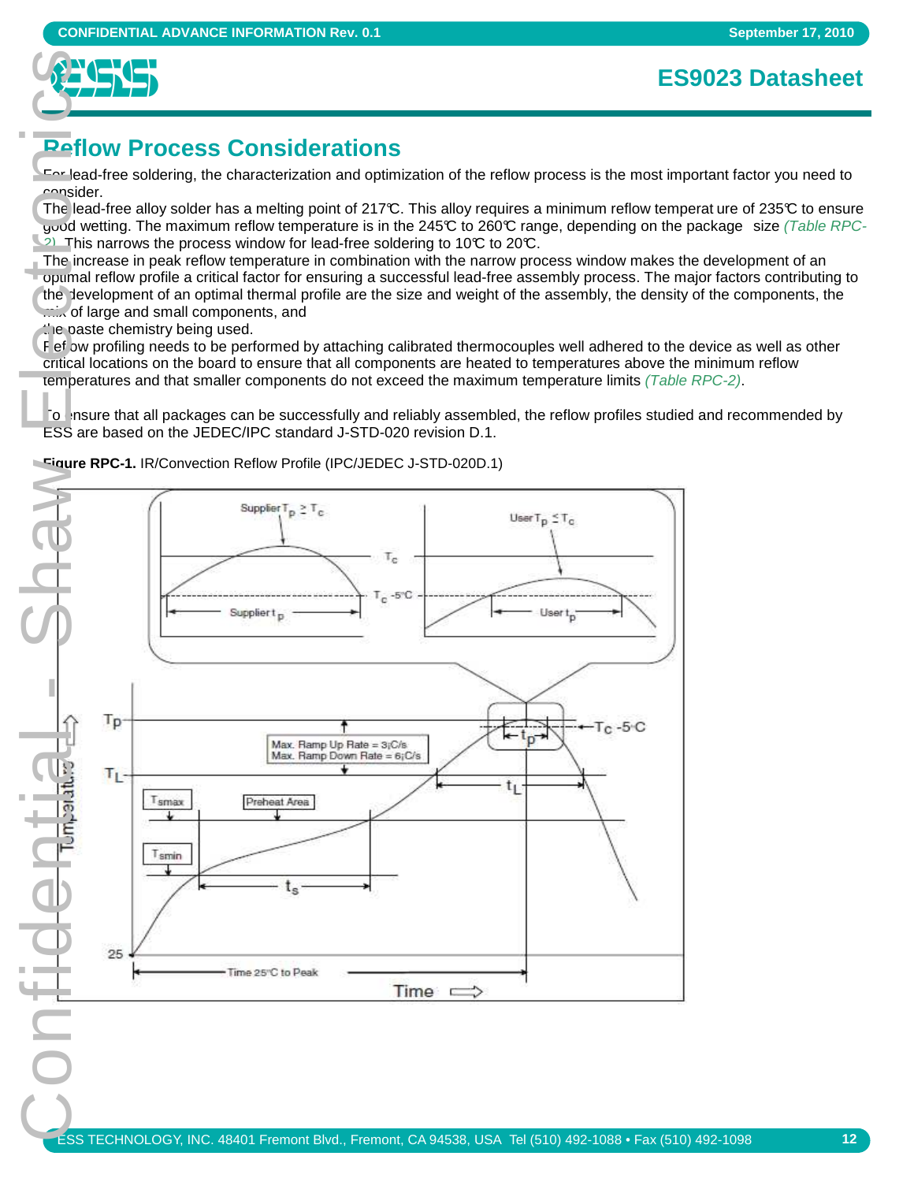# Reflow Process Considerations

For lead-free soldering, the characterization and optimization of the reflow process is the most important factor you need to consider.

The lead-free alloy solder has a melting point of 217℃. This alloy requires a minimum reflow temperature of 235℃ to ensure good wetting. The maximum reflow temperature is in the 245℃ to 260℃ range, depending on the package size *(Table RPC-2)*. This narrows the process window for lead-free soldering to 10℃ to 20℃.

The increase in peak reflow temperature in combination with the narrow process window makes the development of an optimal reflow profile a critical factor for ensuring a successful lead-free assembly process. The major factors contributing to the development of an optimal thermal profile are the size and weight of the assembly, the density of the components, the mix of large and small components, and the paste chemistry being used.

Reflow profiling needs to be performed by attaching calibrated thermocouples well adhered to the device as well as other critical locations on the board to ensure that all components are heated to temperatures above the minimum reflow temperatures and that smaller components do not exceed the maximum temperature limits *(Table RPC-2)*.

To ensure that all packages can be successfully and reliably assembled, the reflow profiles studied and recommended by ESS are based on the JEDEC/IPC standard J-STD-020 revision D.1.

**Figure RPC-1.** IR/Convection Reflow Profile (IPC/JEDEC J-STD-020D.1)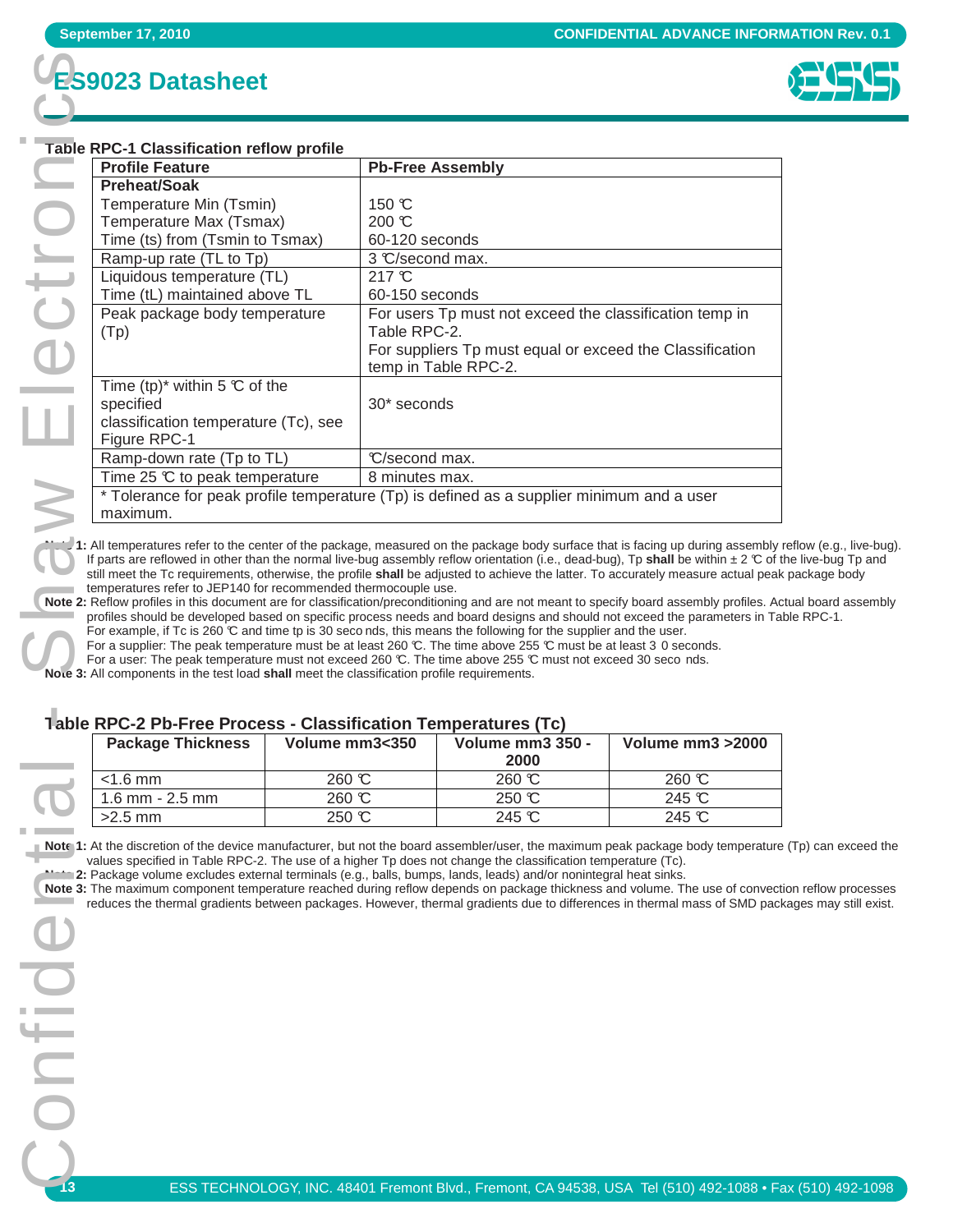# ES9023 Datasheet

**Table RPC-1 Classification reflow profile**

| Profile Feature | Pb-Free Assembly |
|---|---|
| **Preheat/Soak**<br>Temperature Min (Tsmin)<br>Temperature Max (Tsmax)<br>Time (ts) from (Tsmin to Tsmax) | <br>150 ℃<br>200 ℃<br>60-120 seconds |
| Ramp-up rate (TL to Tp) | 3 ℃/second max. |
| Liquidous temperature (TL)<br>Time (tL) maintained above TL | 217 ℃<br>60-150 seconds |
| Peak package body temperature (Tp) | For users Tp must not exceed the classification temp in Table RPC-2.<br>For suppliers Tp must equal or exceed the Classification temp in Table RPC-2. |
| Time (tp)* within 5 ℃ of the specified classification temperature (Tc), see Figure RPC-1 | 30* seconds |
| Ramp-down rate (Tp to TL) | ℃/second max. |
| Time 25 ℃ to peak temperature | 8 minutes max. |
| * Tolerance for peak profile temperature (Tp) is defined as a supplier minimum and a user maximum. | |

**Note 1:** All temperatures refer to the center of the package, measured on the package body surface that is facing up during assembly reflow (e.g., live-bug). If parts are reflowed in other than the normal live-bug assembly reflow orientation (i.e., dead-bug), Tp **shall** be within ± 2 ℃ of the live-bug Tp and still meet the Tc requirements, otherwise, the profile **shall** be adjusted to achieve the latter. To accurately measure actual peak package body temperatures refer to JEP140 for recommended thermocouple use.

**Note 2:** Reflow profiles in this document are for classification/preconditioning and are not meant to specify board assembly profiles. Actual board assembly profiles should be developed based on specific process needs and board designs and should not exceed the parameters in Table RPC-1.
For example, if Tc is 260 ℃ and time tp is 30 seconds, this means the following for the supplier and the user.
For a supplier: The peak temperature must be at least 260 ℃. The time above 255 ℃ must be at least 30 seconds.
For a user: The peak temperature must not exceed 260 ℃. The time above 255 ℃ must not exceed 30 seconds.

**Note 3:** All components in the test load **shall** meet the classification profile requirements.

**Table RPC-2 Pb-Free Process - Classification Temperatures (Tc)**

| Package Thickness | Volume mm3<350 | Volume mm3 350 - 2000 | Volume mm3 >2000 |
|---|---|---|---|
| <1.6 mm | 260 ℃ | 260 ℃ | 260 ℃ |
| 1.6 mm - 2.5 mm | 260 ℃ | 250 ℃ | 245 ℃ |
| >2.5 mm | 250 ℃ | 245 ℃ | 245 ℃ |

**Note 1:** At the discretion of the device manufacturer, but not the board assembler/user, the maximum peak package body temperature (Tp) can exceed the values specified in Table RPC-2. The use of a higher Tp does not change the classification temperature (Tc).

**Note 2:** Package volume excludes external terminals (e.g., balls, bumps, lands, leads) and/or nonintegral heat sinks.

**Note 3:** The maximum component temperature reached during reflow depends on package thickness and volume. The use of convection reflow processes reduces the thermal gradients between packages. However, thermal gradients due to differences in thermal mass of SMD packages may still exist.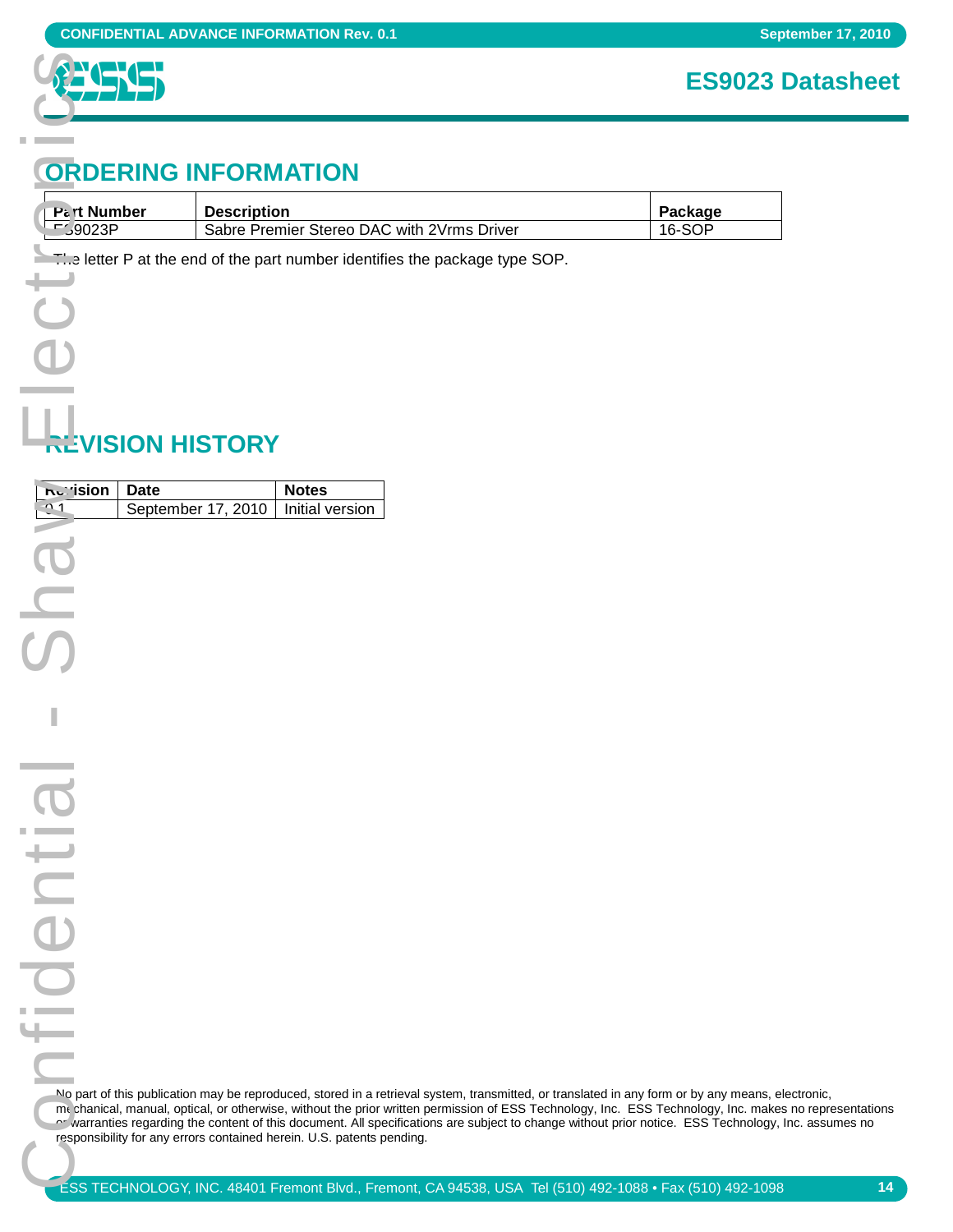## ORDERING INFORMATION

| Part Number | Description | Package |
|---|---|---|
| ES9023P | Sabre Premier Stereo DAC with 2Vrms Driver | 16-SOP |

The letter P at the end of the part number identifies the package type SOP.

## REVISION HISTORY

| Revision | Date | Notes |
|---|---|---|
| 0.1 | September 17, 2010 | Initial version |

No part of this publication may be reproduced, stored in a retrieval system, transmitted, or translated in any form or by any means, electronic, mechanical, manual, optical, or otherwise, without the prior written permission of ESS Technology, Inc. ESS Technology, Inc. makes no representations or warranties regarding the content of this document. All specifications are subject to change without prior notice. ESS Technology, Inc. assumes no responsibility for any errors contained herein. U.S. patents pending.